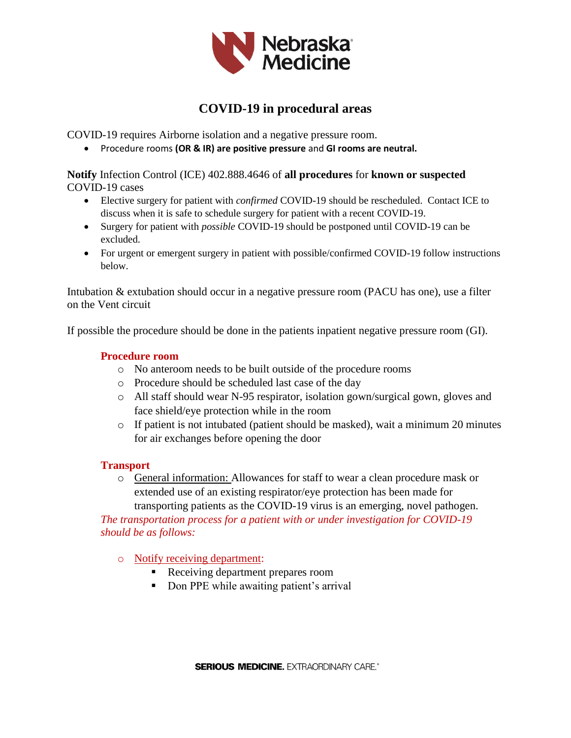# COVID-19 in procedural areas

COVID-19 requires Airborne isolation and a negative pressure room.

- Procedure rooms **(OR & IR) are positive pressure** and **GI rooms are neutral.**

**Notify** Infection Control (ICE) 402.888.4646 of **all procedures** for **known or suspected** COVID-19 cases

- Elective surgery for patient with *confirmed* COVID-19 should be rescheduled. Contact ICE to discuss when it is safe to schedule surgery for patient with a recent COVID-19.
- Surgery for patient with *possible* COVID-19 should be postponed until COVID-19 can be excluded.
- For urgent or emergent surgery in patient with possible/confirmed COVID-19 follow instructions below.

Intubation & extubation should occur in a negative pressure room (PACU has one), use a filter on the Vent circuit

If possible the procedure should be done in the patients inpatient negative pressure room (GI).

### Procedure room

- No anteroom needs to be built outside of the procedure rooms
- Procedure should be scheduled last case of the day
- All staff should wear N-95 respirator, isolation gown/surgical gown, gloves and face shield/eye protection while in the room
- If patient is not intubated (patient should be masked), wait a minimum 20 minutes for air exchanges before opening the door

### Transport

- General information: Allowances for staff to wear a clean procedure mask or extended use of an existing respirator/eye protection has been made for transporting patients as the COVID-19 virus is an emerging, novel pathogen.

*The transportation process for a patient with or under investigation for COVID-19 should be as follows:*

- Notify receiving department:
  - Receiving department prepares room
  - Don PPE while awaiting patient's arrival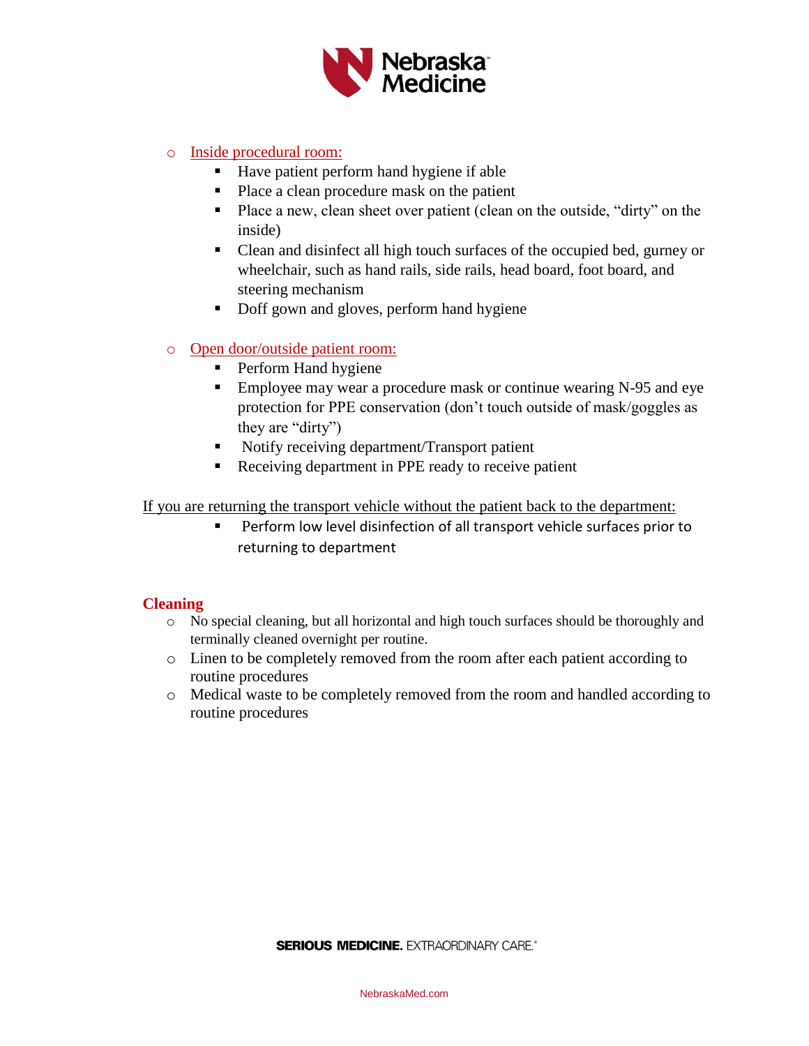- Inside procedural room:
  - Have patient perform hand hygiene if able
  - Place a clean procedure mask on the patient
  - Place a new, clean sheet over patient (clean on the outside, "dirty" on the inside)
  - Clean and disinfect all high touch surfaces of the occupied bed, gurney or wheelchair, such as hand rails, side rails, head board, foot board, and steering mechanism
  - Doff gown and gloves, perform hand hygiene

- Open door/outside patient room:
  - Perform Hand hygiene
  - Employee may wear a procedure mask or continue wearing N-95 and eye protection for PPE conservation (don't touch outside of mask/goggles as they are "dirty")
  - Notify receiving department/Transport patient
  - Receiving department in PPE ready to receive patient

If you are returning the transport vehicle without the patient back to the department:

- Perform low level disinfection of all transport vehicle surfaces prior to returning to department

## Cleaning

- No special cleaning, but all horizontal and high touch surfaces should be thoroughly and terminally cleaned overnight per routine.
- Linen to be completely removed from the room after each patient according to routine procedures
- Medical waste to be completely removed from the room and handled according to routine procedures